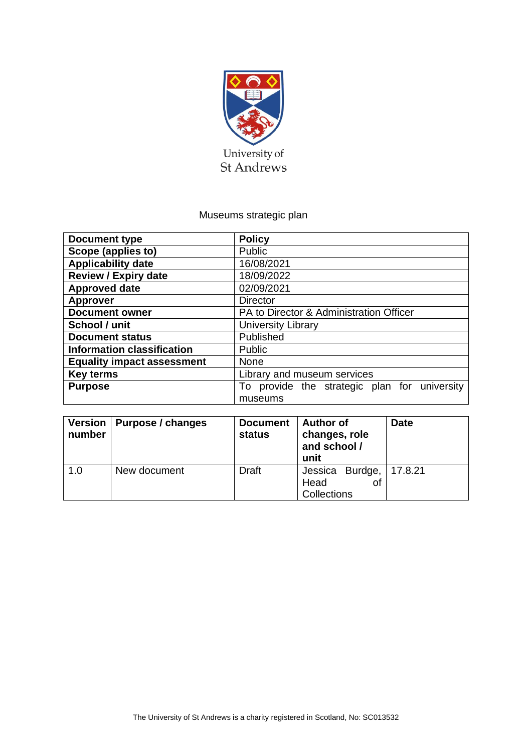University of St Andrews

Museums strategic plan

| Document type | Policy |
|---|---|
| Scope (applies to) | Public |
| Applicability date | 16/08/2021 |
| Review / Expiry date | 18/09/2022 |
| Approved date | 02/09/2021 |
| Approver | Director |
| Document owner | PA to Director & Administration Officer |
| School / unit | University Library |
| Document status | Published |
| Information classification | Public |
| Equality impact assessment | None |
| Key terms | Library and museum services |
| Purpose | To provide the strategic plan for university museums |

| Version number | Purpose / changes | Document status | Author of changes, role and school / unit | Date |
|---|---|---|---|---|
| 1.0 | New document | Draft | Jessica Burdge, Head of Collections | 17.8.21 |

The University of St Andrews is a charity registered in Scotland, No: SC013532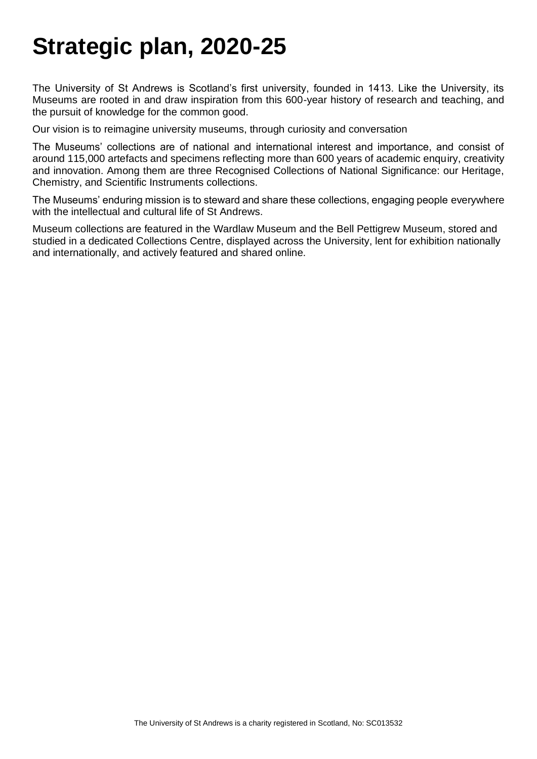# Strategic plan, 2020-25

The University of St Andrews is Scotland's first university, founded in 1413. Like the University, its Museums are rooted in and draw inspiration from this 600-year history of research and teaching, and the pursuit of knowledge for the common good.

Our vision is to reimagine university museums, through curiosity and conversation

The Museums' collections are of national and international interest and importance, and consist of around 115,000 artefacts and specimens reflecting more than 600 years of academic enquiry, creativity and innovation. Among them are three Recognised Collections of National Significance: our Heritage, Chemistry, and Scientific Instruments collections.

The Museums' enduring mission is to steward and share these collections, engaging people everywhere with the intellectual and cultural life of St Andrews.

Museum collections are featured in the Wardlaw Museum and the Bell Pettigrew Museum, stored and studied in a dedicated Collections Centre, displayed across the University, lent for exhibition nationally and internationally, and actively featured and shared online.

The University of St Andrews is a charity registered in Scotland, No: SC013532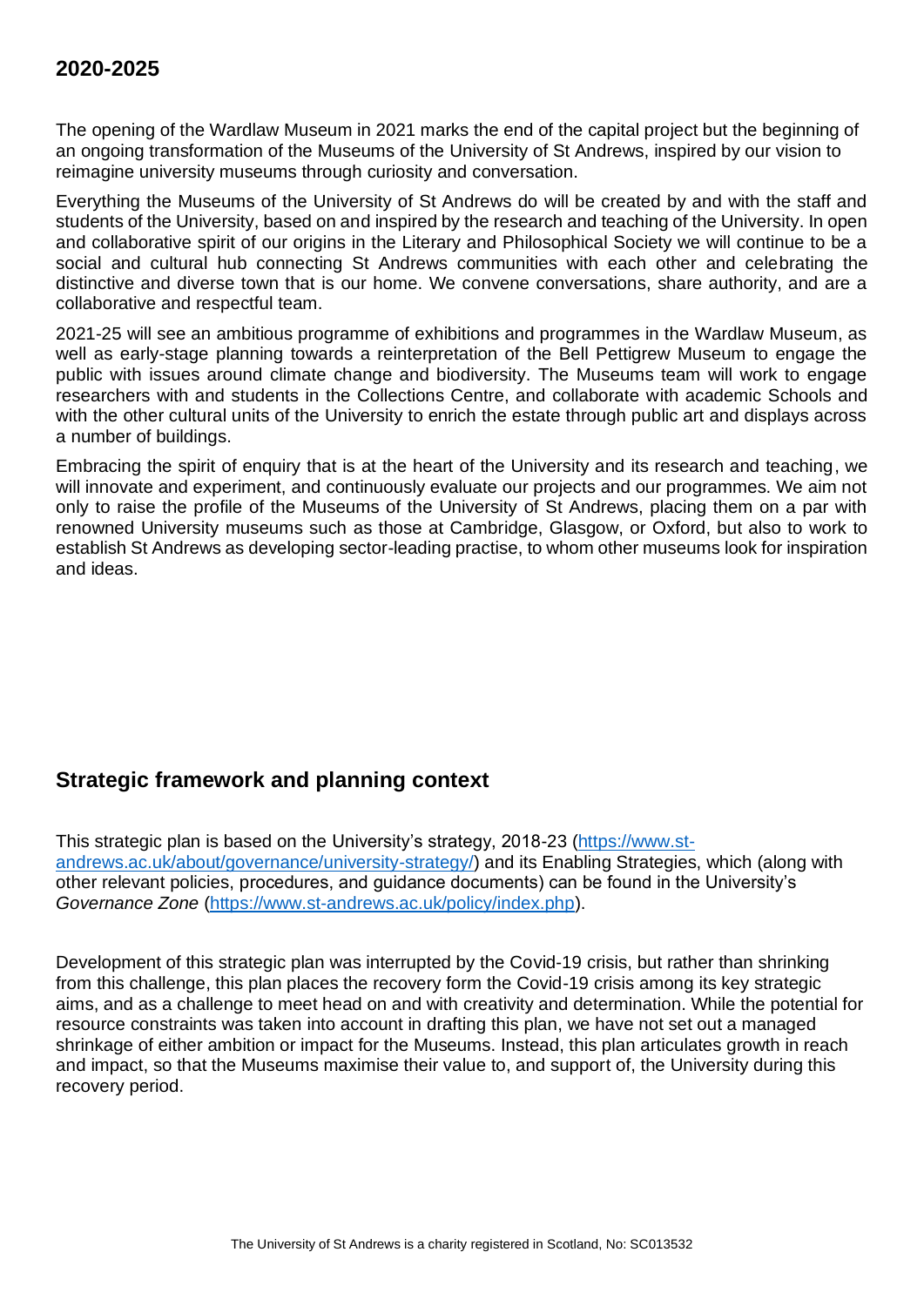## 2020-2025

The opening of the Wardlaw Museum in 2021 marks the end of the capital project but the beginning of an ongoing transformation of the Museums of the University of St Andrews, inspired by our vision to reimagine university museums through curiosity and conversation.

Everything the Museums of the University of St Andrews do will be created by and with the staff and students of the University, based on and inspired by the research and teaching of the University. In open and collaborative spirit of our origins in the Literary and Philosophical Society we will continue to be a social and cultural hub connecting St Andrews communities with each other and celebrating the distinctive and diverse town that is our home. We convene conversations, share authority, and are a collaborative and respectful team.

2021-25 will see an ambitious programme of exhibitions and programmes in the Wardlaw Museum, as well as early-stage planning towards a reinterpretation of the Bell Pettigrew Museum to engage the public with issues around climate change and biodiversity. The Museums team will work to engage researchers with and students in the Collections Centre, and collaborate with academic Schools and with the other cultural units of the University to enrich the estate through public art and displays across a number of buildings.

Embracing the spirit of enquiry that is at the heart of the University and its research and teaching, we will innovate and experiment, and continuously evaluate our projects and our programmes. We aim not only to raise the profile of the Museums of the University of St Andrews, placing them on a par with renowned University museums such as those at Cambridge, Glasgow, or Oxford, but also to work to establish St Andrews as developing sector-leading practise, to whom other museums look for inspiration and ideas.

## Strategic framework and planning context

This strategic plan is based on the University's strategy, 2018-23 ([https://www.st-andrews.ac.uk/about/governance/university-strategy/](https://www.st-andrews.ac.uk/about/governance/university-strategy/)) and its Enabling Strategies, which (along with other relevant policies, procedures, and guidance documents) can be found in the University's *Governance Zone* ([https://www.st-andrews.ac.uk/policy/index.php](https://www.st-andrews.ac.uk/policy/index.php)).

Development of this strategic plan was interrupted by the Covid-19 crisis, but rather than shrinking from this challenge, this plan places the recovery form the Covid-19 crisis among its key strategic aims, and as a challenge to meet head on and with creativity and determination. While the potential for resource constraints was taken into account in drafting this plan, we have not set out a managed shrinkage of either ambition or impact for the Museums. Instead, this plan articulates growth in reach and impact, so that the Museums maximise their value to, and support of, the University during this recovery period.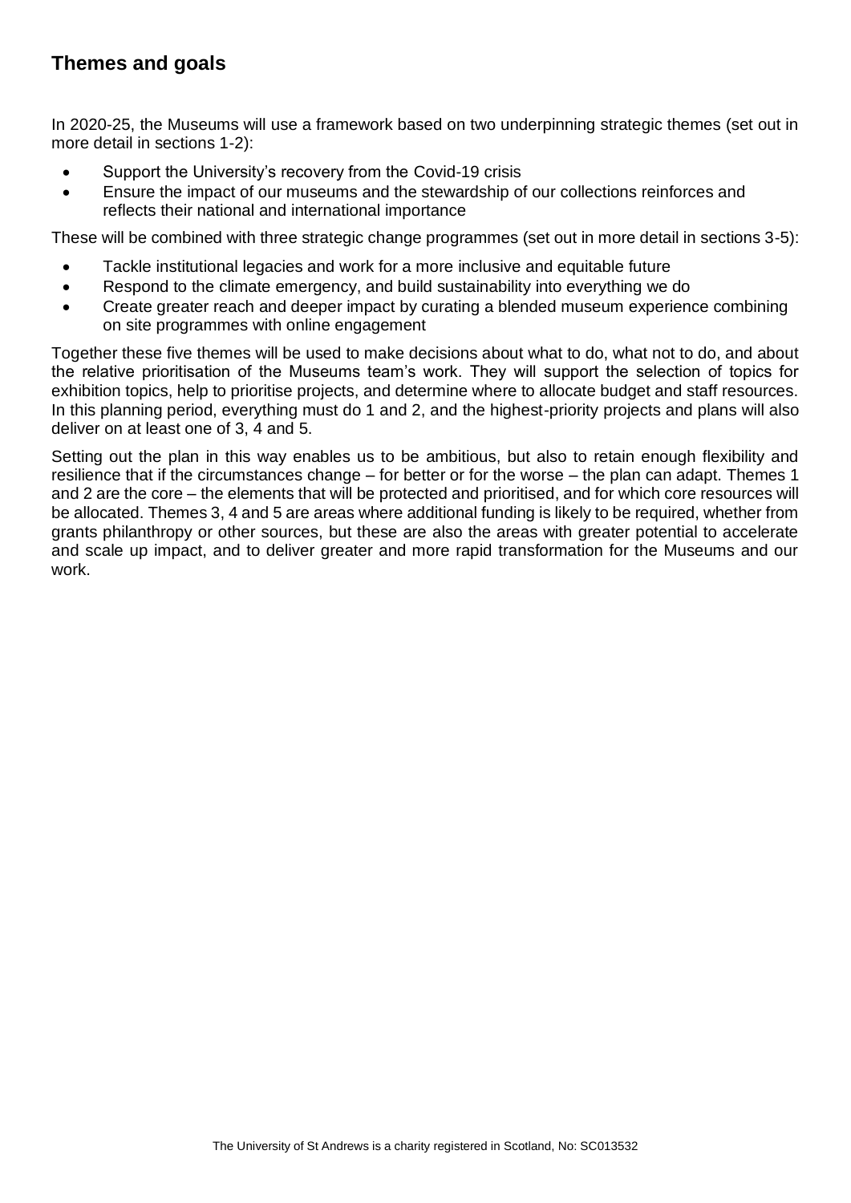## Themes and goals

In 2020-25, the Museums will use a framework based on two underpinning strategic themes (set out in more detail in sections 1-2):

- Support the University's recovery from the Covid-19 crisis
- Ensure the impact of our museums and the stewardship of our collections reinforces and reflects their national and international importance

These will be combined with three strategic change programmes (set out in more detail in sections 3-5):

- Tackle institutional legacies and work for a more inclusive and equitable future
- Respond to the climate emergency, and build sustainability into everything we do
- Create greater reach and deeper impact by curating a blended museum experience combining on site programmes with online engagement

Together these five themes will be used to make decisions about what to do, what not to do, and about the relative prioritisation of the Museums team's work. They will support the selection of topics for exhibition topics, help to prioritise projects, and determine where to allocate budget and staff resources. In this planning period, everything must do 1 and 2, and the highest-priority projects and plans will also deliver on at least one of 3, 4 and 5.

Setting out the plan in this way enables us to be ambitious, but also to retain enough flexibility and resilience that if the circumstances change – for better or for the worse – the plan can adapt. Themes 1 and 2 are the core – the elements that will be protected and prioritised, and for which core resources will be allocated. Themes 3, 4 and 5 are areas where additional funding is likely to be required, whether from grants philanthropy or other sources, but these are also the areas with greater potential to accelerate and scale up impact, and to deliver greater and more rapid transformation for the Museums and our work.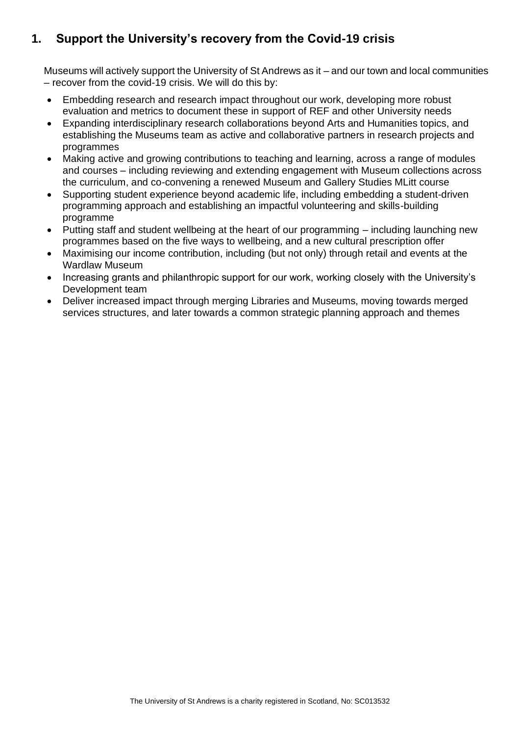## 1. Support the University's recovery from the Covid-19 crisis

Museums will actively support the University of St Andrews as it – and our town and local communities – recover from the covid-19 crisis. We will do this by:

- Embedding research and research impact throughout our work, developing more robust evaluation and metrics to document these in support of REF and other University needs
- Expanding interdisciplinary research collaborations beyond Arts and Humanities topics, and establishing the Museums team as active and collaborative partners in research projects and programmes
- Making active and growing contributions to teaching and learning, across a range of modules and courses – including reviewing and extending engagement with Museum collections across the curriculum, and co-convening a renewed Museum and Gallery Studies MLitt course
- Supporting student experience beyond academic life, including embedding a student-driven programming approach and establishing an impactful volunteering and skills-building programme
- Putting staff and student wellbeing at the heart of our programming – including launching new programmes based on the five ways to wellbeing, and a new cultural prescription offer
- Maximising our income contribution, including (but not only) through retail and events at the Wardlaw Museum
- Increasing grants and philanthropic support for our work, working closely with the University's Development team
- Deliver increased impact through merging Libraries and Museums, moving towards merged services structures, and later towards a common strategic planning approach and themes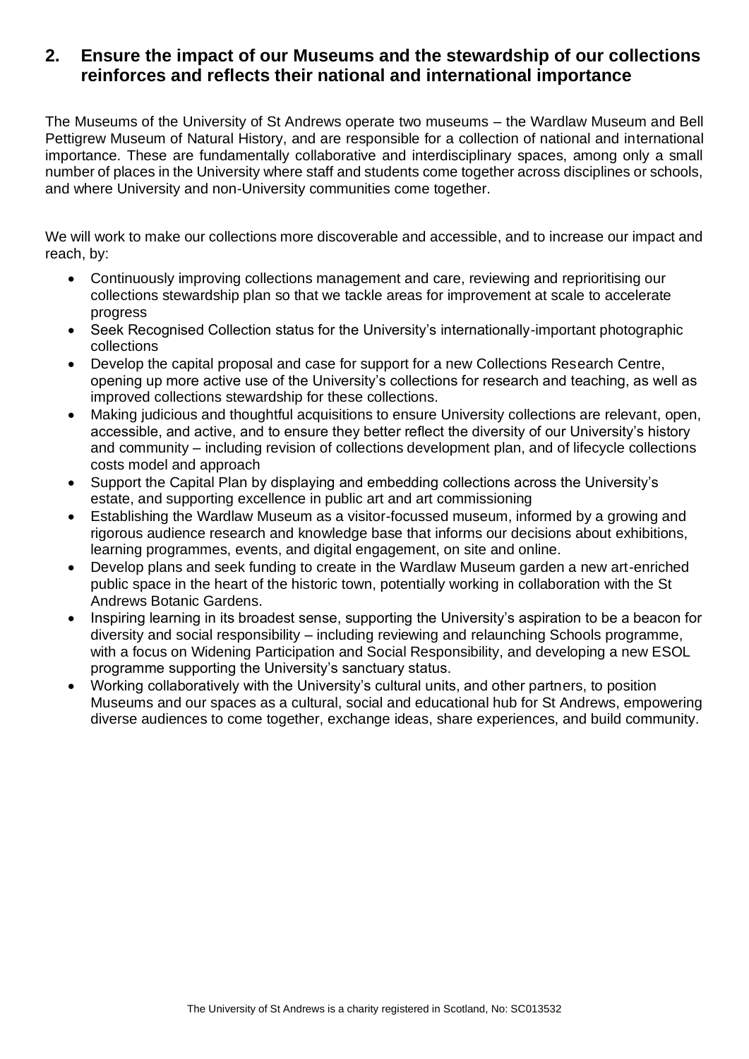## 2. Ensure the impact of our Museums and the stewardship of our collections reinforces and reflects their national and international importance

The Museums of the University of St Andrews operate two museums – the Wardlaw Museum and Bell Pettigrew Museum of Natural History, and are responsible for a collection of national and international importance. These are fundamentally collaborative and interdisciplinary spaces, among only a small number of places in the University where staff and students come together across disciplines or schools, and where University and non-University communities come together.

We will work to make our collections more discoverable and accessible, and to increase our impact and reach, by:

- Continuously improving collections management and care, reviewing and reprioritising our collections stewardship plan so that we tackle areas for improvement at scale to accelerate progress
- Seek Recognised Collection status for the University's internationally-important photographic collections
- Develop the capital proposal and case for support for a new Collections Research Centre, opening up more active use of the University's collections for research and teaching, as well as improved collections stewardship for these collections.
- Making judicious and thoughtful acquisitions to ensure University collections are relevant, open, accessible, and active, and to ensure they better reflect the diversity of our University's history and community – including revision of collections development plan, and of lifecycle collections costs model and approach
- Support the Capital Plan by displaying and embedding collections across the University's estate, and supporting excellence in public art and art commissioning
- Establishing the Wardlaw Museum as a visitor-focussed museum, informed by a growing and rigorous audience research and knowledge base that informs our decisions about exhibitions, learning programmes, events, and digital engagement, on site and online.
- Develop plans and seek funding to create in the Wardlaw Museum garden a new art-enriched public space in the heart of the historic town, potentially working in collaboration with the St Andrews Botanic Gardens.
- Inspiring learning in its broadest sense, supporting the University's aspiration to be a beacon for diversity and social responsibility – including reviewing and relaunching Schools programme, with a focus on Widening Participation and Social Responsibility, and developing a new ESOL programme supporting the University's sanctuary status.
- Working collaboratively with the University's cultural units, and other partners, to position Museums and our spaces as a cultural, social and educational hub for St Andrews, empowering diverse audiences to come together, exchange ideas, share experiences, and build community.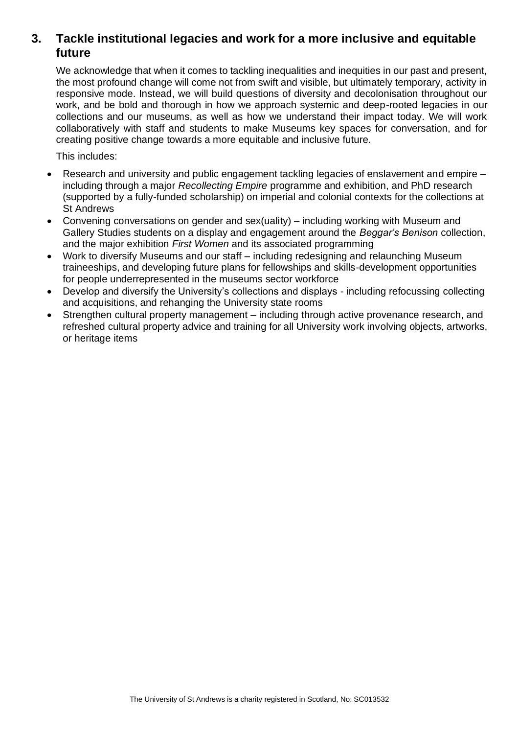## 3. Tackle institutional legacies and work for a more inclusive and equitable future

We acknowledge that when it comes to tackling inequalities and inequities in our past and present, the most profound change will come not from swift and visible, but ultimately temporary, activity in responsive mode. Instead, we will build questions of diversity and decolonisation throughout our work, and be bold and thorough in how we approach systemic and deep-rooted legacies in our collections and our museums, as well as how we understand their impact today. We will work collaboratively with staff and students to make Museums key spaces for conversation, and for creating positive change towards a more equitable and inclusive future.

This includes:

- Research and university and public engagement tackling legacies of enslavement and empire – including through a major *Recollecting Empire* programme and exhibition, and PhD research (supported by a fully-funded scholarship) on imperial and colonial contexts for the collections at St Andrews
- Convening conversations on gender and sex(uality) – including working with Museum and Gallery Studies students on a display and engagement around the *Beggar's Benison* collection, and the major exhibition *First Women* and its associated programming
- Work to diversify Museums and our staff – including redesigning and relaunching Museum traineeships, and developing future plans for fellowships and skills-development opportunities for people underrepresented in the museums sector workforce
- Develop and diversify the University's collections and displays - including refocussing collecting and acquisitions, and rehanging the University state rooms
- Strengthen cultural property management – including through active provenance research, and refreshed cultural property advice and training for all University work involving objects, artworks, or heritage items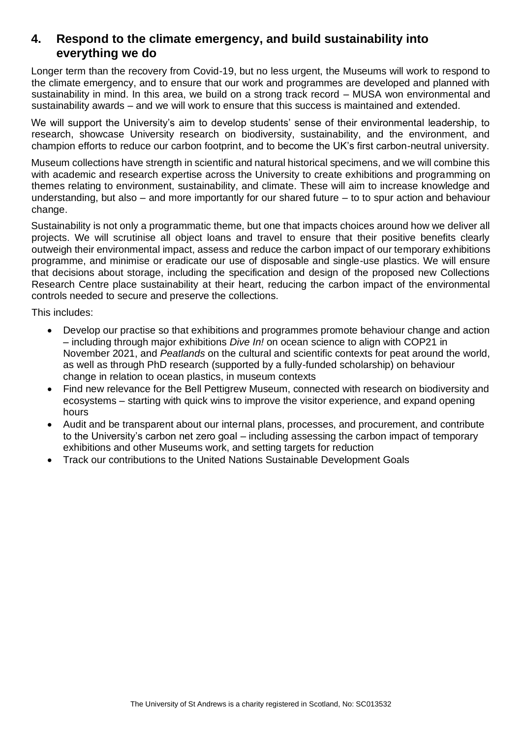## 4. Respond to the climate emergency, and build sustainability into everything we do

Longer term than the recovery from Covid-19, but no less urgent, the Museums will work to respond to the climate emergency, and to ensure that our work and programmes are developed and planned with sustainability in mind. In this area, we build on a strong track record – MUSA won environmental and sustainability awards – and we will work to ensure that this success is maintained and extended.

We will support the University's aim to develop students' sense of their environmental leadership, to research, showcase University research on biodiversity, sustainability, and the environment, and champion efforts to reduce our carbon footprint, and to become the UK's first carbon-neutral university.

Museum collections have strength in scientific and natural historical specimens, and we will combine this with academic and research expertise across the University to create exhibitions and programming on themes relating to environment, sustainability, and climate. These will aim to increase knowledge and understanding, but also – and more importantly for our shared future – to to spur action and behaviour change.

Sustainability is not only a programmatic theme, but one that impacts choices around how we deliver all projects. We will scrutinise all object loans and travel to ensure that their positive benefits clearly outweigh their environmental impact, assess and reduce the carbon impact of our temporary exhibitions programme, and minimise or eradicate our use of disposable and single-use plastics. We will ensure that decisions about storage, including the specification and design of the proposed new Collections Research Centre place sustainability at their heart, reducing the carbon impact of the environmental controls needed to secure and preserve the collections.

This includes:

- Develop our practise so that exhibitions and programmes promote behaviour change and action – including through major exhibitions *Dive In!* on ocean science to align with COP21 in November 2021, and *Peatlands* on the cultural and scientific contexts for peat around the world, as well as through PhD research (supported by a fully-funded scholarship) on behaviour change in relation to ocean plastics, in museum contexts
- Find new relevance for the Bell Pettigrew Museum, connected with research on biodiversity and ecosystems – starting with quick wins to improve the visitor experience, and expand opening hours
- Audit and be transparent about our internal plans, processes, and procurement, and contribute to the University's carbon net zero goal – including assessing the carbon impact of temporary exhibitions and other Museums work, and setting targets for reduction
- Track our contributions to the United Nations Sustainable Development Goals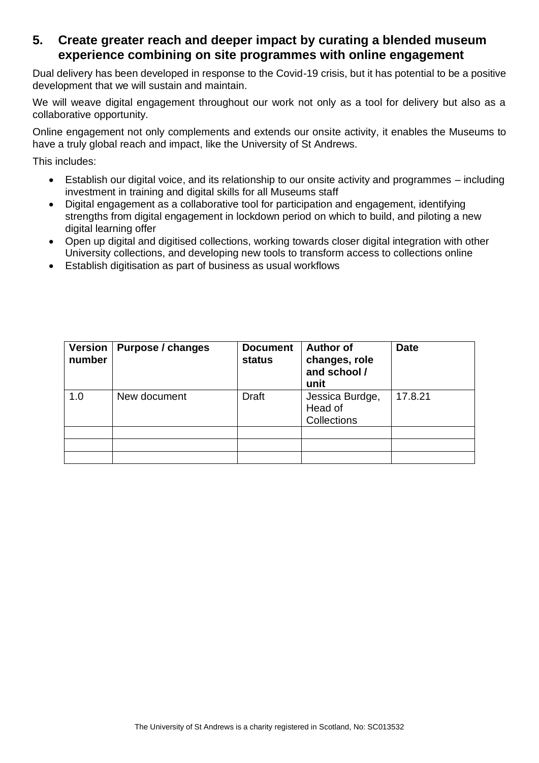## 5. Create greater reach and deeper impact by curating a blended museum experience combining on site programmes with online engagement

Dual delivery has been developed in response to the Covid-19 crisis, but it has potential to be a positive development that we will sustain and maintain.

We will weave digital engagement throughout our work not only as a tool for delivery but also as a collaborative opportunity.

Online engagement not only complements and extends our onsite activity, it enables the Museums to have a truly global reach and impact, like the University of St Andrews.

This includes:

- Establish our digital voice, and its relationship to our onsite activity and programmes – including investment in training and digital skills for all Museums staff
- Digital engagement as a collaborative tool for participation and engagement, identifying strengths from digital engagement in lockdown period on which to build, and piloting a new digital learning offer
- Open up digital and digitised collections, working towards closer digital integration with other University collections, and developing new tools to transform access to collections online
- Establish digitisation as part of business as usual workflows

| Version number | Purpose / changes | Document status | Author of changes, role and school / unit | Date |
|---|---|---|---|---|
| 1.0 | New document | Draft | Jessica Burdge, Head of Collections | 17.8.21 |
| | | | | |
| | | | | |
| | | | | |

The University of St Andrews is a charity registered in Scotland, No: SC013532